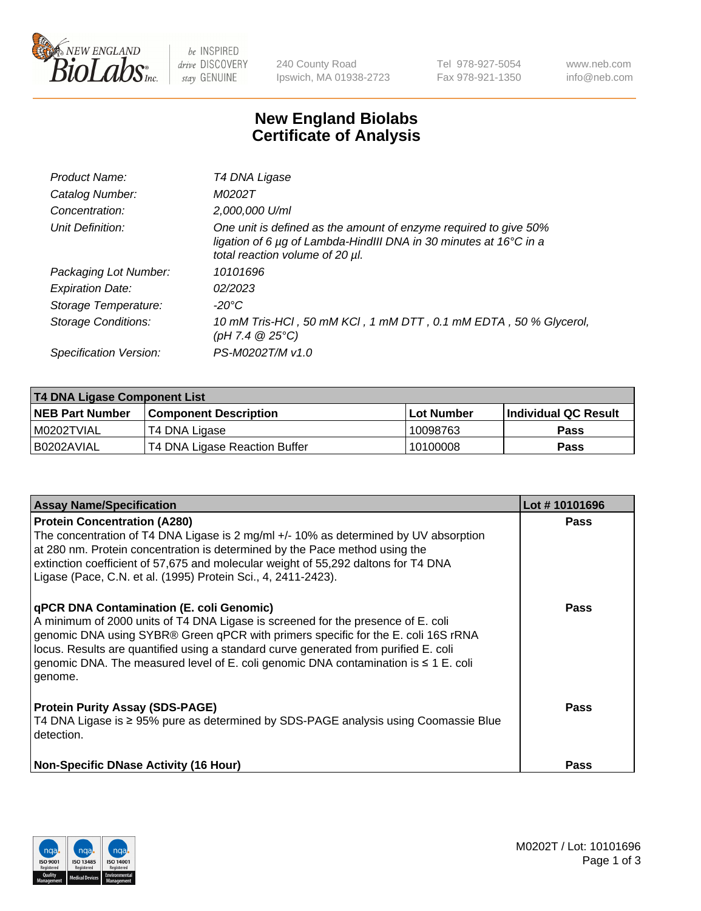# New England Biolabs
# Certificate of Analysis

| | |
|---|---|
| *Product Name:* | *T4 DNA Ligase* |
| *Catalog Number:* | *M0202T* |
| *Concentration:* | *2,000,000 U/ml* |
| *Unit Definition:* | *One unit is defined as the amount of enzyme required to give 50% ligation of 6 µg of Lambda-HindIII DNA in 30 minutes at 16°C in a total reaction volume of 20 µl.* |
| *Packaging Lot Number:* | *10101696* |
| *Expiration Date:* | *02/2023* |
| *Storage Temperature:* | *-20°C* |
| *Storage Conditions:* | *10 mM Tris-HCl , 50 mM KCl , 1 mM DTT , 0.1 mM EDTA , 50 % Glycerol, (pH 7.4 @ 25°C)* |
| *Specification Version:* | *PS-M0202T/M v1.0* |

| T4 DNA Ligase Component List | | | |
|---|---|---|---|
| **NEB Part Number** | **Component Description** | **Lot Number** | **Individual QC Result** |
| M0202TVIAL | T4 DNA Ligase | 10098763 | Pass |
| B0202AVIAL | T4 DNA Ligase Reaction Buffer | 10100008 | Pass |

| Assay Name/Specification | Lot # 10101696 |
|---|---|
| **Protein Concentration (A280)**<br>The concentration of T4 DNA Ligase is 2 mg/ml +/- 10% as determined by UV absorption at 280 nm. Protein concentration is determined by the Pace method using the extinction coefficient of 57,675 and molecular weight of 55,292 daltons for T4 DNA Ligase (Pace, C.N. et al. (1995) Protein Sci., 4, 2411-2423). | Pass |
| **qPCR DNA Contamination (E. coli Genomic)**<br>A minimum of 2000 units of T4 DNA Ligase is screened for the presence of E. coli genomic DNA using SYBR® Green qPCR with primers specific for the E. coli 16S rRNA locus. Results are quantified using a standard curve generated from purified E. coli genomic DNA. The measured level of E. coli genomic DNA contamination is ≤ 1 E. coli genome. | Pass |
| **Protein Purity Assay (SDS-PAGE)**<br>T4 DNA Ligase is ≥ 95% pure as determined by SDS-PAGE analysis using Coomassie Blue detection. | Pass |
| **Non-Specific DNase Activity (16 Hour)** | Pass |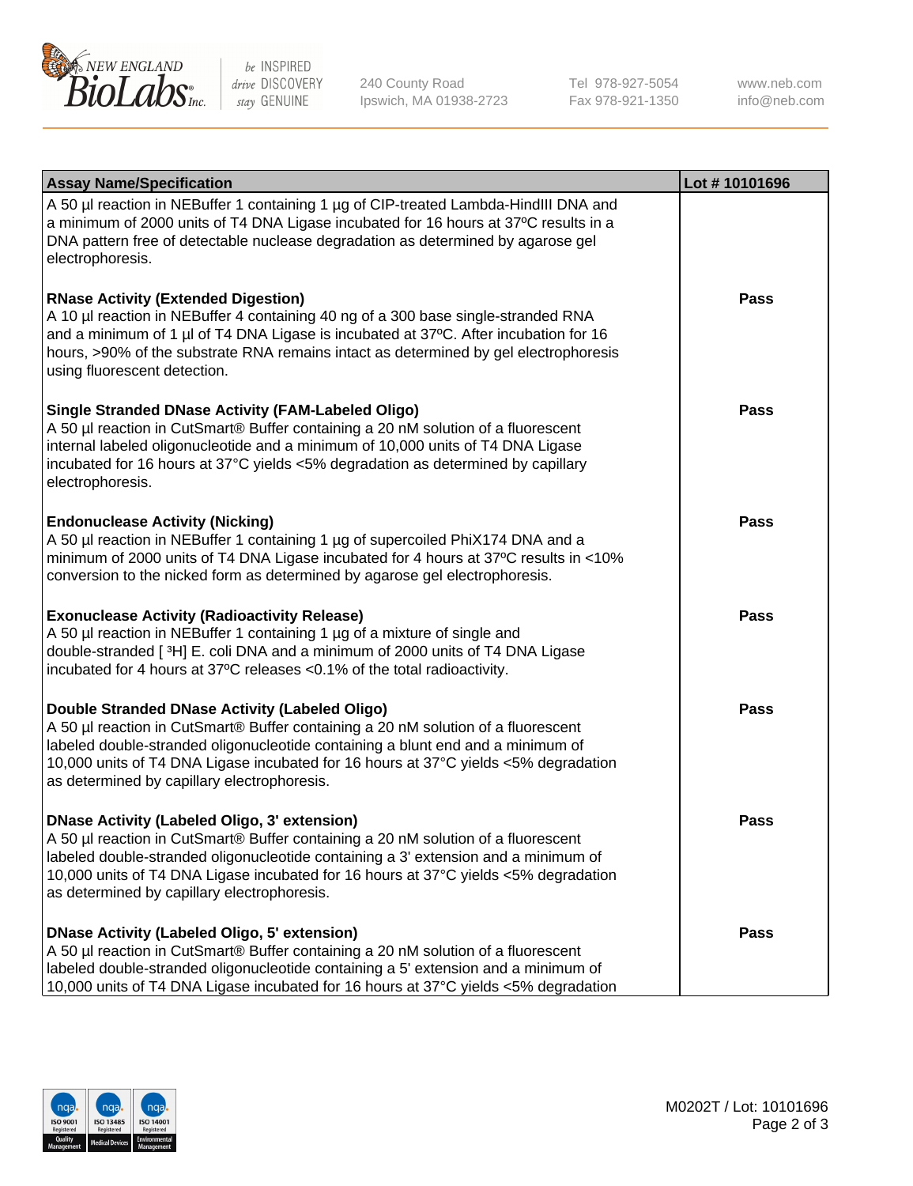| Assay Name/Specification | Lot # 10101696 |
| --- | --- |
| A 50 µl reaction in NEBuffer 1 containing 1 µg of CIP-treated Lambda-HindIII DNA and a minimum of 2000 units of T4 DNA Ligase incubated for 16 hours at 37ºC results in a DNA pattern free of detectable nuclease degradation as determined by agarose gel electrophoresis. | |
| **RNase Activity (Extended Digestion)**<br>A 10 µl reaction in NEBuffer 4 containing 40 ng of a 300 base single-stranded RNA and a minimum of 1 µl of T4 DNA Ligase is incubated at 37ºC. After incubation for 16 hours, >90% of the substrate RNA remains intact as determined by gel electrophoresis using fluorescent detection. | Pass |
| **Single Stranded DNase Activity (FAM-Labeled Oligo)**<br>A 50 µl reaction in CutSmart® Buffer containing a 20 nM solution of a fluorescent internal labeled oligonucleotide and a minimum of 10,000 units of T4 DNA Ligase incubated for 16 hours at 37°C yields <5% degradation as determined by capillary electrophoresis. | Pass |
| **Endonuclease Activity (Nicking)**<br>A 50 µl reaction in NEBuffer 1 containing 1 µg of supercoiled PhiX174 DNA and a minimum of 2000 units of T4 DNA Ligase incubated for 4 hours at 37ºC results in <10% conversion to the nicked form as determined by agarose gel electrophoresis. | Pass |
| **Exonuclease Activity (Radioactivity Release)**<br>A 50 µl reaction in NEBuffer 1 containing 1 µg of a mixture of single and double-stranded [ $^{3}$H] E. coli DNA and a minimum of 2000 units of T4 DNA Ligase incubated for 4 hours at 37ºC releases <0.1% of the total radioactivity. | Pass |
| **Double Stranded DNase Activity (Labeled Oligo)**<br>A 50 µl reaction in CutSmart® Buffer containing a 20 nM solution of a fluorescent labeled double-stranded oligonucleotide containing a blunt end and a minimum of 10,000 units of T4 DNA Ligase incubated for 16 hours at 37°C yields <5% degradation as determined by capillary electrophoresis. | Pass |
| **DNase Activity (Labeled Oligo, 3' extension)**<br>A 50 µl reaction in CutSmart® Buffer containing a 20 nM solution of a fluorescent labeled double-stranded oligonucleotide containing a 3' extension and a minimum of 10,000 units of T4 DNA Ligase incubated for 16 hours at 37°C yields <5% degradation as determined by capillary electrophoresis. | Pass |
| **DNase Activity (Labeled Oligo, 5' extension)**<br>A 50 µl reaction in CutSmart® Buffer containing a 20 nM solution of a fluorescent labeled double-stranded oligonucleotide containing a 5' extension and a minimum of 10,000 units of T4 DNA Ligase incubated for 16 hours at 37°C yields <5% degradation | Pass |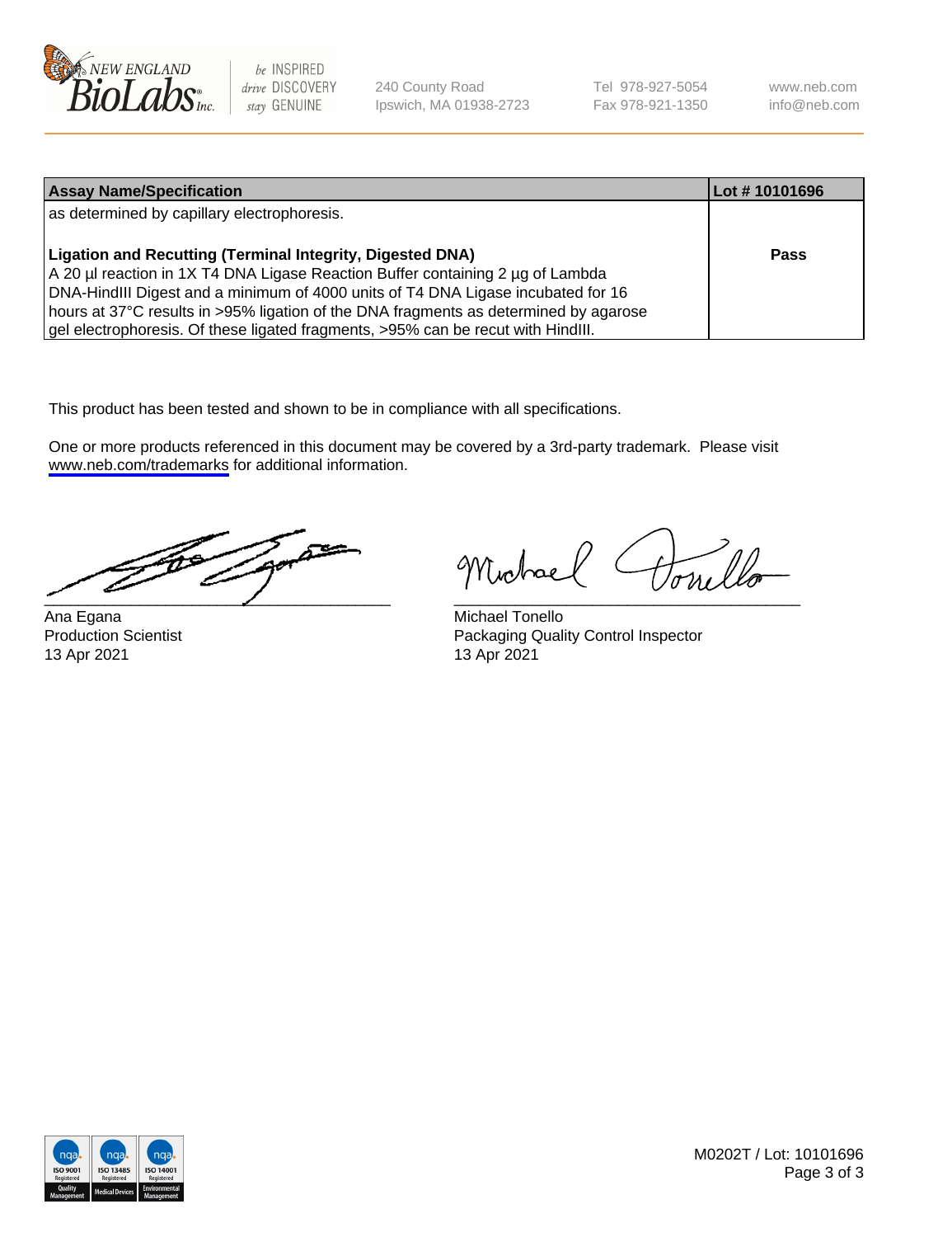| Assay Name/Specification | Lot # 10101696 |
| --- | --- |
| as determined by capillary electrophoresis. | |
| **Ligation and Recutting (Terminal Integrity, Digested DNA)**<br>A 20 µl reaction in 1X T4 DNA Ligase Reaction Buffer containing 2 µg of Lambda DNA-HindIII Digest and a minimum of 4000 units of T4 DNA Ligase incubated for 16 hours at 37°C results in >95% ligation of the DNA fragments as determined by agarose gel electrophoresis. Of these ligated fragments, >95% can be recut with HindIII. | **Pass** |

This product has been tested and shown to be in compliance with all specifications.

One or more products referenced in this document may be covered by a 3rd-party trademark. Please visit www.neb.com/trademarks for additional information.

Ana Egana
Production Scientist
13 Apr 2021

Michael Tonello
Packaging Quality Control Inspector
13 Apr 2021

M0202T / Lot: 10101696